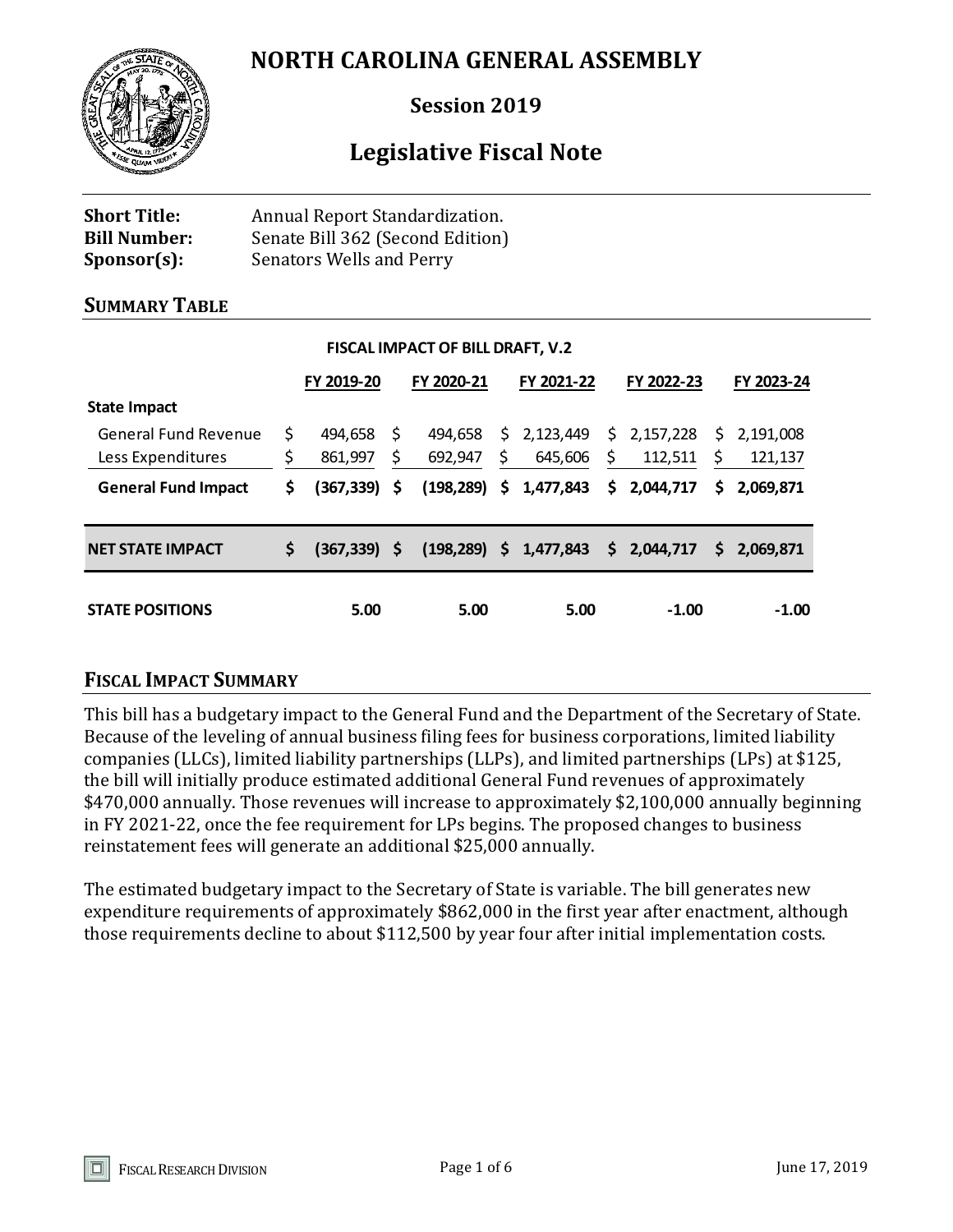# NORTH CAROLINA GENERAL ASSEMBLY

## Session 2019

## Legislative Fiscal Note

**Short Title:** Annual Report Standardization.
**Bill Number:** Senate Bill 362 (Second Edition)
**Sponsor(s):** Senators Wells and Perry

### SUMMARY TABLE

**FISCAL IMPACT OF BILL DRAFT, V.2**

| | FY 2019-20 | FY 2020-21 | FY 2021-22 | FY 2022-23 | FY 2023-24 |
|---|---|---|---|---|---|
| **State Impact** | | | | | |
| General Fund Revenue | $ 494,658 | $ 494,658 | $ 2,123,449 | $ 2,157,228 | $ 2,191,008 |
| Less Expenditures | $ 861,997 | $ 692,947 | $ 645,606 | $ 112,511 | $ 121,137 |
| **General Fund Impact** | **$ (367,339)** | **$ (198,289)** | **$ 1,477,843** | **$ 2,044,717** | **$ 2,069,871** |
| **NET STATE IMPACT** | **$ (367,339)** | **$ (198,289)** | **$ 1,477,843** | **$ 2,044,717** | **$ 2,069,871** |
| **STATE POSITIONS** | **5.00** | **5.00** | **5.00** | **-1.00** | **-1.00** |

### FISCAL IMPACT SUMMARY

This bill has a budgetary impact to the General Fund and the Department of the Secretary of State. Because of the leveling of annual business filing fees for business corporations, limited liability companies (LLCs), limited liability partnerships (LLPs), and limited partnerships (LPs) at $125, the bill will initially produce estimated additional General Fund revenues of approximately $470,000 annually. Those revenues will increase to approximately $2,100,000 annually beginning in FY 2021-22, once the fee requirement for LPs begins. The proposed changes to business reinstatement fees will generate an additional $25,000 annually.

The estimated budgetary impact to the Secretary of State is variable. The bill generates new expenditure requirements of approximately $862,000 in the first year after enactment, although those requirements decline to about $112,500 by year four after initial implementation costs.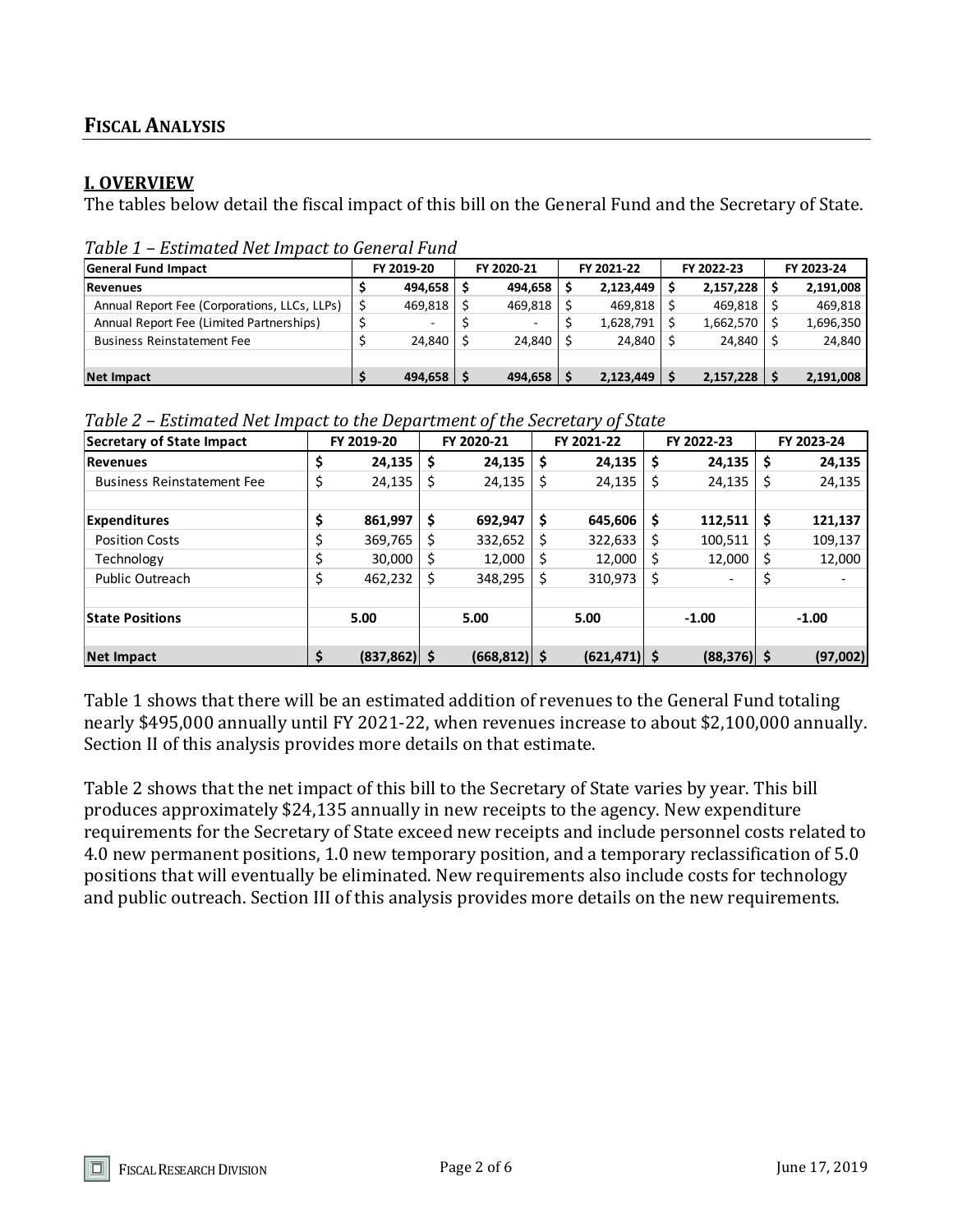## FISCAL ANALYSIS

### I. OVERVIEW

The tables below detail the fiscal impact of this bill on the General Fund and the Secretary of State.

*Table 1 – Estimated Net Impact to General Fund*

| General Fund Impact | FY 2019-20 | FY 2020-21 | FY 2021-22 | FY 2022-23 | FY 2023-24 |
|---|---|---|---|---|---|
| **Revenues** | **$ 494,658** | **$ 494,658** | **$ 2,123,449** | **$ 2,157,228** | **$ 2,191,008** |
| Annual Report Fee (Corporations, LLCs, LLPs) | $ 469,818 | $ 469,818 | $ 469,818 | $ 469,818 | $ 469,818 |
| Annual Report Fee (Limited Partnerships) | $ - | $ - | $ 1,628,791 | $ 1,662,570 | $ 1,696,350 |
| Business Reinstatement Fee | $ 24,840 | $ 24,840 | $ 24,840 | $ 24,840 | $ 24,840 |
| | | | | | |
| **Net Impact** | **$ 494,658** | **$ 494,658** | **$ 2,123,449** | **$ 2,157,228** | **$ 2,191,008** |

*Table 2 – Estimated Net Impact to the Department of the Secretary of State*

| Secretary of State Impact | FY 2019-20 | FY 2020-21 | FY 2021-22 | FY 2022-23 | FY 2023-24 |
|---|---|---|---|---|---|
| **Revenues** | **$ 24,135** | **$ 24,135** | **$ 24,135** | **$ 24,135** | **$ 24,135** |
| Business Reinstatement Fee | $ 24,135 | $ 24,135 | $ 24,135 | $ 24,135 | $ 24,135 |
| | | | | | |
| **Expenditures** | **$ 861,997** | **$ 692,947** | **$ 645,606** | **$ 112,511** | **$ 121,137** |
| Position Costs | $ 369,765 | $ 332,652 | $ 322,633 | $ 100,511 | $ 109,137 |
| Technology | $ 30,000 | $ 12,000 | $ 12,000 | $ 12,000 | $ 12,000 |
| Public Outreach | $ 462,232 | $ 348,295 | $ 310,973 | $ - | $ - |
| | | | | | |
| **State Positions** | **5.00** | **5.00** | **5.00** | **-1.00** | **-1.00** |
| | | | | | |
| **Net Impact** | **$ (837,862)** | **$ (668,812)** | **$ (621,471)** | **$ (88,376)** | **$ (97,002)** |

Table 1 shows that there will be an estimated addition of revenues to the General Fund totaling nearly $495,000 annually until FY 2021-22, when revenues increase to about $2,100,000 annually. Section II of this analysis provides more details on that estimate.

Table 2 shows that the net impact of this bill to the Secretary of State varies by year. This bill produces approximately $24,135 annually in new receipts to the agency. New expenditure requirements for the Secretary of State exceed new receipts and include personnel costs related to 4.0 new permanent positions, 1.0 new temporary position, and a temporary reclassification of 5.0 positions that will eventually be eliminated. New requirements also include costs for technology and public outreach. Section III of this analysis provides more details on the new requirements.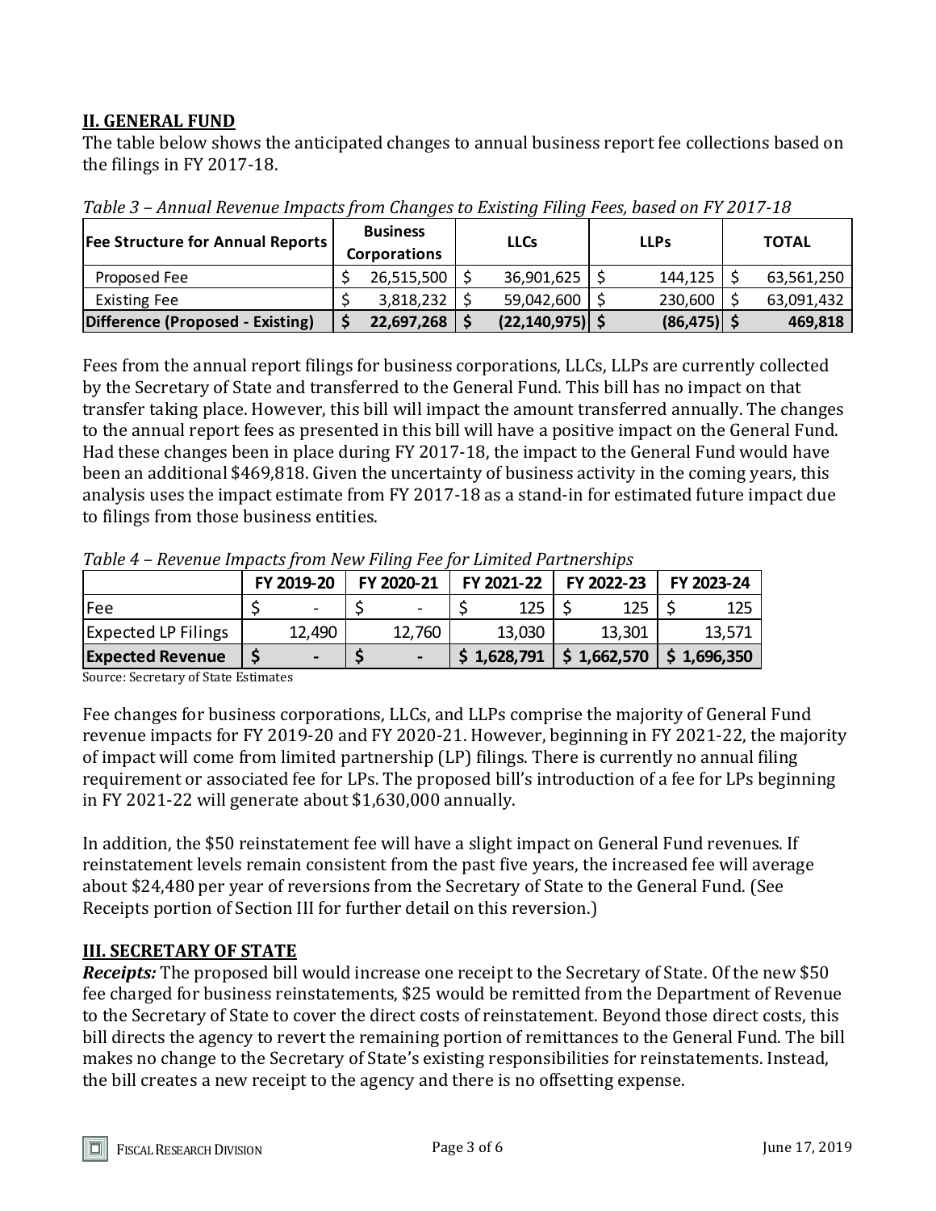## II. GENERAL FUND

The table below shows the anticipated changes to annual business report fee collections based on the filings in FY 2017-18.

*Table 3 – Annual Revenue Impacts from Changes to Existing Filing Fees, based on FY 2017-18*

| Fee Structure for Annual Reports | Business Corporations | LLCs | LLPs | TOTAL |
|---|---|---|---|---|
| Proposed Fee | $ 26,515,500 | $ 36,901,625 | $ 144,125 | $ 63,561,250 |
| Existing Fee | $ 3,818,232 | $ 59,042,600 | $ 230,600 | $ 63,091,432 |
| **Difference (Proposed - Existing)** | **$ 22,697,268** | **$ (22,140,975)** | **$ (86,475)** | **$ 469,818** |

Fees from the annual report filings for business corporations, LLCs, LLPs are currently collected by the Secretary of State and transferred to the General Fund. This bill has no impact on that transfer taking place. However, this bill will impact the amount transferred annually. The changes to the annual report fees as presented in this bill will have a positive impact on the General Fund. Had these changes been in place during FY 2017-18, the impact to the General Fund would have been an additional $469,818. Given the uncertainty of business activity in the coming years, this analysis uses the impact estimate from FY 2017-18 as a stand-in for estimated future impact due to filings from those business entities.

*Table 4 – Revenue Impacts from New Filing Fee for Limited Partnerships*

| | FY 2019-20 | FY 2020-21 | FY 2021-22 | FY 2022-23 | FY 2023-24 |
|---|---|---|---|---|---|
| Fee | $ - | $ - | $ 125 | $ 125 | $ 125 |
| Expected LP Filings | 12,490 | 12,760 | 13,030 | 13,301 | 13,571 |
| **Expected Revenue** | **$ -** | **$ -** | **$ 1,628,791** | **$ 1,662,570** | **$ 1,696,350** |

Source: Secretary of State Estimates

Fee changes for business corporations, LLCs, and LLPs comprise the majority of General Fund revenue impacts for FY 2019-20 and FY 2020-21. However, beginning in FY 2021-22, the majority of impact will come from limited partnership (LP) filings. There is currently no annual filing requirement or associated fee for LPs. The proposed bill's introduction of a fee for LPs beginning in FY 2021-22 will generate about $1,630,000 annually.

In addition, the $50 reinstatement fee will have a slight impact on General Fund revenues. If reinstatement levels remain consistent from the past five years, the increased fee will average about $24,480 per year of reversions from the Secretary of State to the General Fund. (See Receipts portion of Section III for further detail on this reversion.)

## III. SECRETARY OF STATE

***Receipts:*** The proposed bill would increase one receipt to the Secretary of State. Of the new $50 fee charged for business reinstatements, $25 would be remitted from the Department of Revenue to the Secretary of State to cover the direct costs of reinstatement. Beyond those direct costs, this bill directs the agency to revert the remaining portion of remittances to the General Fund. The bill makes no change to the Secretary of State's existing responsibilities for reinstatements. Instead, the bill creates a new receipt to the agency and there is no offsetting expense.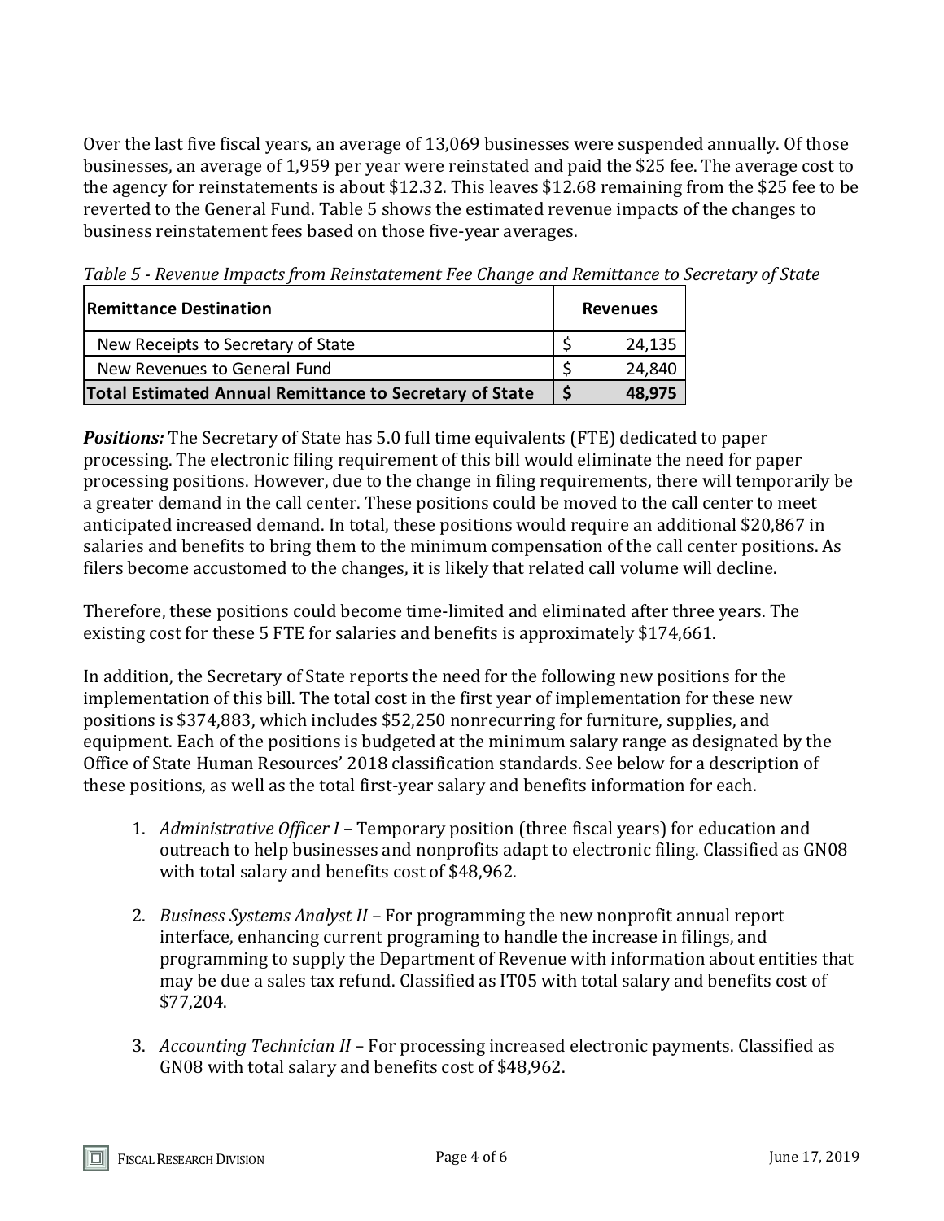Over the last five fiscal years, an average of 13,069 businesses were suspended annually. Of those businesses, an average of 1,959 per year were reinstated and paid the $25 fee. The average cost to the agency for reinstatements is about $12.32. This leaves $12.68 remaining from the $25 fee to be reverted to the General Fund. Table 5 shows the estimated revenue impacts of the changes to business reinstatement fees based on those five-year averages.

*Table 5 - Revenue Impacts from Reinstatement Fee Change and Remittance to Secretary of State*

| Remittance Destination | Revenues |
|---|---|
| New Receipts to Secretary of State | $ 24,135 |
| New Revenues to General Fund | $ 24,840 |
| **Total Estimated Annual Remittance to Secretary of State** | **$ 48,975** |

***Positions:*** The Secretary of State has 5.0 full time equivalents (FTE) dedicated to paper processing. The electronic filing requirement of this bill would eliminate the need for paper processing positions. However, due to the change in filing requirements, there will temporarily be a greater demand in the call center. These positions could be moved to the call center to meet anticipated increased demand. In total, these positions would require an additional $20,867 in salaries and benefits to bring them to the minimum compensation of the call center positions. As filers become accustomed to the changes, it is likely that related call volume will decline.

Therefore, these positions could become time-limited and eliminated after three years. The existing cost for these 5 FTE for salaries and benefits is approximately $174,661.

In addition, the Secretary of State reports the need for the following new positions for the implementation of this bill. The total cost in the first year of implementation for these new positions is $374,883, which includes $52,250 nonrecurring for furniture, supplies, and equipment. Each of the positions is budgeted at the minimum salary range as designated by the Office of State Human Resources' 2018 classification standards. See below for a description of these positions, as well as the total first-year salary and benefits information for each.

1. *Administrative Officer I* – Temporary position (three fiscal years) for education and outreach to help businesses and nonprofits adapt to electronic filing. Classified as GN08 with total salary and benefits cost of $48,962.

2. *Business Systems Analyst II* – For programming the new nonprofit annual report interface, enhancing current programing to handle the increase in filings, and programming to supply the Department of Revenue with information about entities that may be due a sales tax refund. Classified as IT05 with total salary and benefits cost of $77,204.

3. *Accounting Technician II* – For processing increased electronic payments. Classified as GN08 with total salary and benefits cost of $48,962.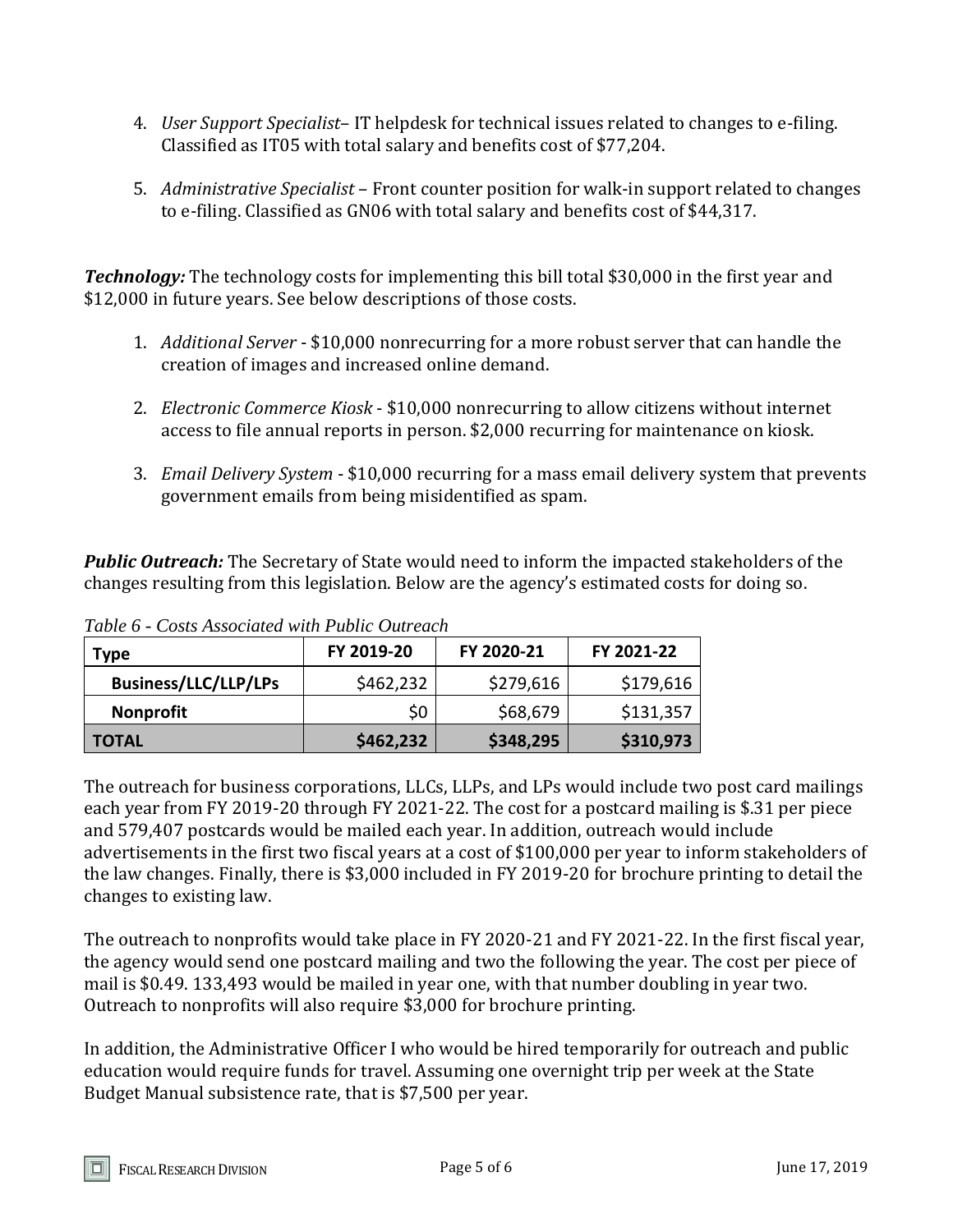4. *User Support Specialist*– IT helpdesk for technical issues related to changes to e-filing. Classified as IT05 with total salary and benefits cost of $77,204.

5. *Administrative Specialist* – Front counter position for walk-in support related to changes to e-filing. Classified as GN06 with total salary and benefits cost of $44,317.

***Technology:*** The technology costs for implementing this bill total $30,000 in the first year and $12,000 in future years. See below descriptions of those costs.

1. *Additional Server* - $10,000 nonrecurring for a more robust server that can handle the creation of images and increased online demand.

2. *Electronic Commerce Kiosk* - $10,000 nonrecurring to allow citizens without internet access to file annual reports in person. $2,000 recurring for maintenance on kiosk.

3. *Email Delivery System* - $10,000 recurring for a mass email delivery system that prevents government emails from being misidentified as spam.

***Public Outreach:*** The Secretary of State would need to inform the impacted stakeholders of the changes resulting from this legislation. Below are the agency's estimated costs for doing so.

*Table 6 - Costs Associated with Public Outreach*

| Type | FY 2019-20 | FY 2020-21 | FY 2021-22 |
|---|---|---|---|
| **Business/LLC/LLP/LPs** | $462,232 | $279,616 | $179,616 |
| **Nonprofit** | $0 | $68,679 | $131,357 |
| **TOTAL** | **$462,232** | **$348,295** | **$310,973** |

The outreach for business corporations, LLCs, LLPs, and LPs would include two post card mailings each year from FY 2019-20 through FY 2021-22. The cost for a postcard mailing is $.31 per piece and 579,407 postcards would be mailed each year. In addition, outreach would include advertisements in the first two fiscal years at a cost of $100,000 per year to inform stakeholders of the law changes. Finally, there is $3,000 included in FY 2019-20 for brochure printing to detail the changes to existing law.

The outreach to nonprofits would take place in FY 2020-21 and FY 2021-22. In the first fiscal year, the agency would send one postcard mailing and two the following the year. The cost per piece of mail is $0.49. 133,493 would be mailed in year one, with that number doubling in year two. Outreach to nonprofits will also require $3,000 for brochure printing.

In addition, the Administrative Officer I who would be hired temporarily for outreach and public education would require funds for travel. Assuming one overnight trip per week at the State Budget Manual subsistence rate, that is $7,500 per year.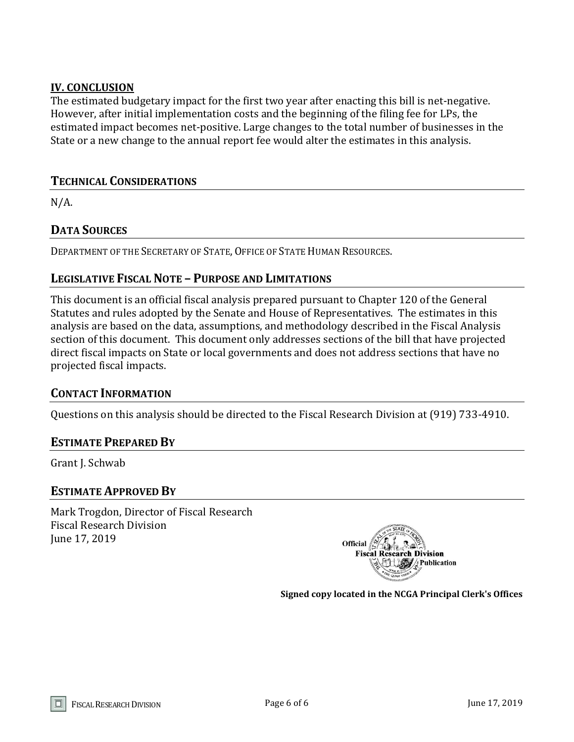## IV. CONCLUSION

The estimated budgetary impact for the first two year after enacting this bill is net-negative. However, after initial implementation costs and the beginning of the filing fee for LPs, the estimated impact becomes net-positive. Large changes to the total number of businesses in the State or a new change to the annual report fee would alter the estimates in this analysis.

## TECHNICAL CONSIDERATIONS

N/A.

## DATA SOURCES

DEPARTMENT OF THE SECRETARY OF STATE, OFFICE OF STATE HUMAN RESOURCES.

## LEGISLATIVE FISCAL NOTE – PURPOSE AND LIMITATIONS

This document is an official fiscal analysis prepared pursuant to Chapter 120 of the General Statutes and rules adopted by the Senate and House of Representatives. The estimates in this analysis are based on the data, assumptions, and methodology described in the Fiscal Analysis section of this document. This document only addresses sections of the bill that have projected direct fiscal impacts on State or local governments and does not address sections that have no projected fiscal impacts.

## CONTACT INFORMATION

Questions on this analysis should be directed to the Fiscal Research Division at (919) 733-4910.

## ESTIMATE PREPARED BY

Grant J. Schwab

## ESTIMATE APPROVED BY

Mark Trogdon, Director of Fiscal Research
Fiscal Research Division
June 17, 2019

Official Fiscal Research Division Publication

**Signed copy located in the NCGA Principal Clerk's Offices**